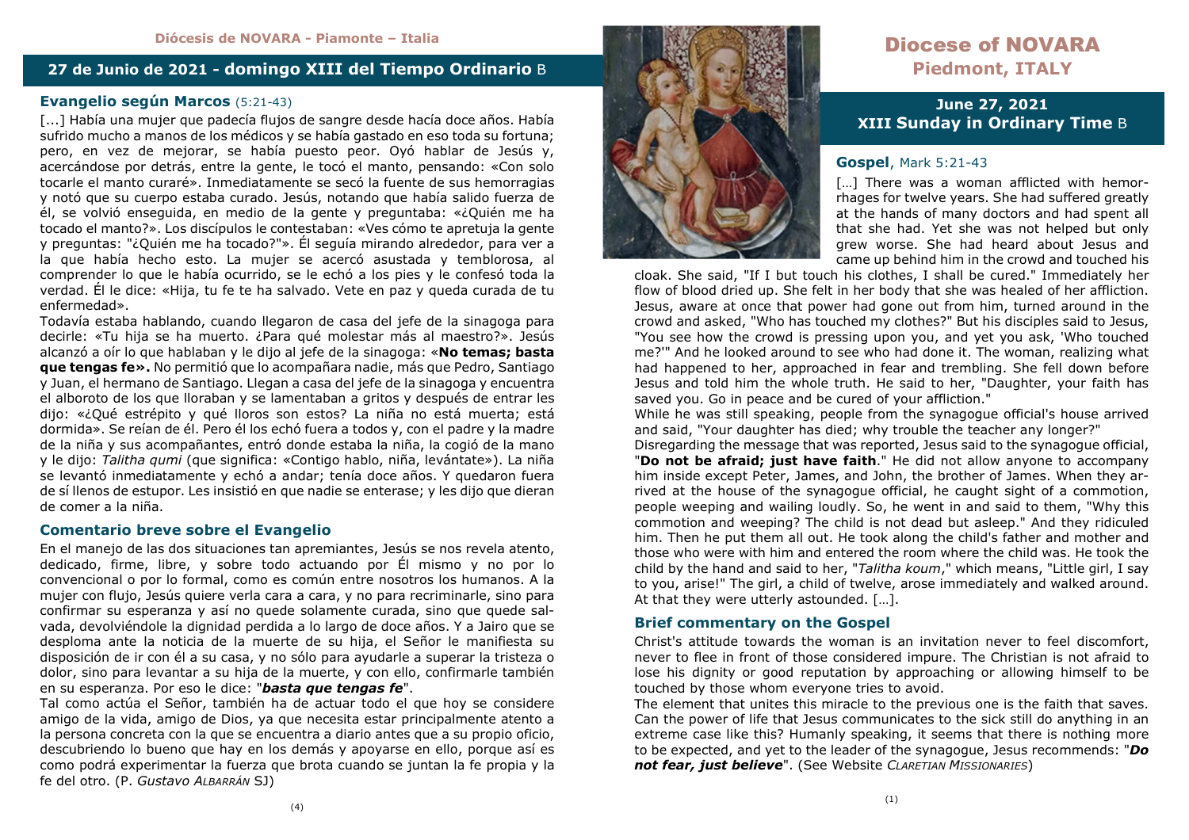Diócesis de NOVARA - Piamonte – Italia

## 27 de Junio de 2021 - domingo XIII del Tiempo Ordinario B

### Evangelio según Marcos (5:21-43)

[...] Había una mujer que padecía flujos de sangre desde hacía doce años. Había sufrido mucho a manos de los médicos y se había gastado en eso toda su fortuna; pero, en vez de mejorar, se había puesto peor. Oyó hablar de Jesús y, acercándose por detrás, entre la gente, le tocó el manto, pensando: «Con solo tocarle el manto curaré». Inmediatamente se secó la fuente de sus hemorragias y notó que su cuerpo estaba curado. Jesús, notando que había salido fuerza de él, se volvió enseguida, en medio de la gente y preguntaba: «¿Quién me ha tocado el manto?». Los discípulos le contestaban: «Ves cómo te apretuja la gente y preguntas: "¿Quién me ha tocado?"». Él seguía mirando alrededor, para ver a la que había hecho esto. La mujer se acercó asustada y temblorosa, al comprender lo que le había ocurrido, se le echó a los pies y le confesó toda la verdad. Él le dice: «Hija, tu fe te ha salvado. Vete en paz y queda curada de tu enfermedad».

Todavía estaba hablando, cuando llegaron de casa del jefe de la sinagoga para decirle: «Tu hija se ha muerto. ¿Para qué molestar más al maestro?». Jesús alcanzó a oír lo que hablaban y le dijo al jefe de la sinagoga: «**No temas; basta que tengas fe».** No permitió que lo acompañara nadie, más que Pedro, Santiago y Juan, el hermano de Santiago. Llegan a casa del jefe de la sinagoga y encuentra el alboroto de los que lloraban y se lamentaban a gritos y después de entrar les dijo: «¿Qué estrépito y qué lloros son estos? La niña no está muerta; está dormida». Se reían de él. Pero él los echó fuera a todos y, con el padre y la madre de la niña y sus acompañantes, entró donde estaba la niña, la cogió de la mano y le dijo: *Talitha qumi* (que significa: «Contigo hablo, niña, levántate»). La niña se levantó inmediatamente y echó a andar; tenía doce años. Y quedaron fuera de sí llenos de estupor. Les insistió en que nadie se enterase; y les dijo que dieran de comer a la niña.

### Comentario breve sobre el Evangelio

En el manejo de las dos situaciones tan apremiantes, Jesús se nos revela atento, dedicado, firme, libre, y sobre todo actuando por Él mismo y no por lo convencional o por lo formal, como es común entre nosotros los humanos. A la mujer con flujo, Jesús quiere verla cara a cara, y no para recriminarle, sino para confirmar su esperanza y así no quede solamente curada, sino que quede salvada, devolviéndole la dignidad perdida a lo largo de doce años. Y a Jairo que se desploma ante la noticia de la muerte de su hija, el Señor le manifiesta su disposición de ir con él a su casa, y no sólo para ayudarle a superar la tristeza o dolor, sino para levantar a su hija de la muerte, y con ello, confirmarle también en su esperanza. Por eso le dice: "***basta que tengas fe***".

Tal como actúa el Señor, también ha de actuar todo el que hoy se considere amigo de la vida, amigo de Dios, ya que necesita estar principalmente atento a la persona concreta con la que se encuentra a diario antes que a su propio oficio, descubriendo lo bueno que hay en los demás y apoyarse en ello, porque así es como podrá experimentar la fuerza que brota cuando se juntan la fe propia y la fe del otro. (P. *Gustavo Albarrán* SJ)

# Diocese of NOVARA
## Piedmont, ITALY

## June 27, 2021
## XIII Sunday in Ordinary Time B

### Gospel, Mark 5:21-43

[…] There was a woman afflicted with hemorrhages for twelve years. She had suffered greatly at the hands of many doctors and had spent all that she had. Yet she was not helped but only grew worse. She had heard about Jesus and came up behind him in the crowd and touched his cloak. She said, "If I but touch his clothes, I shall be cured." Immediately her flow of blood dried up. She felt in her body that she was healed of her affliction. Jesus, aware at once that power had gone out from him, turned around in the crowd and asked, "Who has touched my clothes?" But his disciples said to Jesus, "You see how the crowd is pressing upon you, and yet you ask, 'Who touched me?'" And he looked around to see who had done it. The woman, realizing what had happened to her, approached in fear and trembling. She fell down before Jesus and told him the whole truth. He said to her, "Daughter, your faith has saved you. Go in peace and be cured of your affliction."

While he was still speaking, people from the synagogue official's house arrived and said, "Your daughter has died; why trouble the teacher any longer?"

Disregarding the message that was reported, Jesus said to the synagogue official, "**Do not be afraid; just have faith**." He did not allow anyone to accompany him inside except Peter, James, and John, the brother of James. When they arrived at the house of the synagogue official, he caught sight of a commotion, people weeping and wailing loudly. So, he went in and said to them, "Why this commotion and weeping? The child is not dead but asleep." And they ridiculed him. Then he put them all out. He took along the child's father and mother and those who were with him and entered the room where the child was. He took the child by the hand and said to her, "*Talitha koum*," which means, "Little girl, I say to you, arise!" The girl, a child of twelve, arose immediately and walked around. At that they were utterly astounded. […].

### Brief commentary on the Gospel

Christ's attitude towards the woman is an invitation never to feel discomfort, never to flee in front of those considered impure. The Christian is not afraid to lose his dignity or good reputation by approaching or allowing himself to be touched by those whom everyone tries to avoid.

The element that unites this miracle to the previous one is the faith that saves. Can the power of life that Jesus communicates to the sick still do anything in an extreme case like this? Humanly speaking, it seems that there is nothing more to be expected, and yet to the leader of the synagogue, Jesus recommends: "***Do not fear, just believe***". (See Website *Claretian Missionaries*)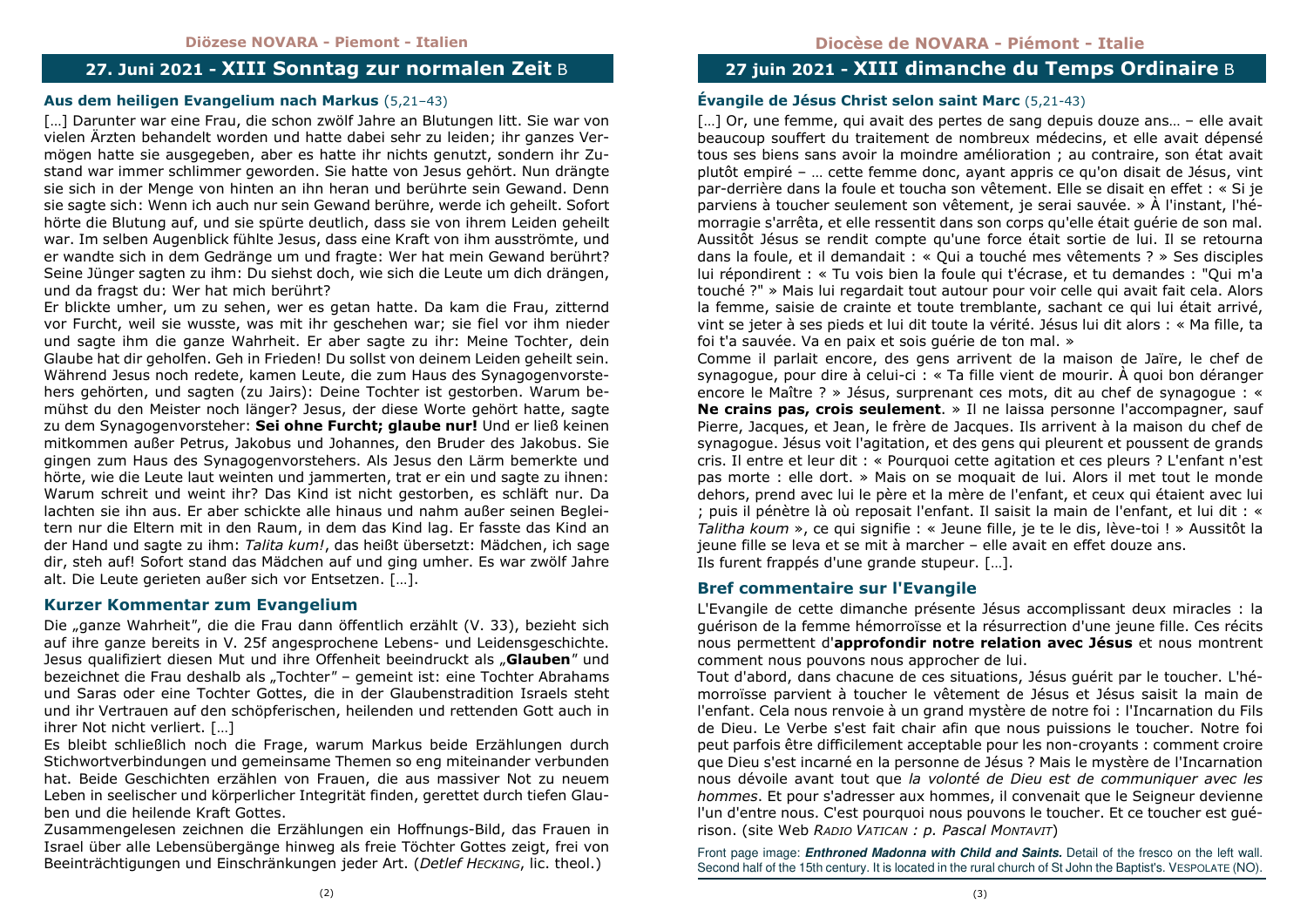Diözese NOVARA - Piemont - Italien

## 27. Juni 2021 - XIII Sonntag zur normalen Zeit B

### Aus dem heiligen Evangelium nach Markus (5,21–43)

[…] Darunter war eine Frau, die schon zwölf Jahre an Blutungen litt. Sie war von vielen Ärzten behandelt worden und hatte dabei sehr zu leiden; ihr ganzes Vermögen hatte sie ausgegeben, aber es hatte ihr nichts genutzt, sondern ihr Zustand war immer schlimmer geworden. Sie hatte von Jesus gehört. Nun drängte sie sich in der Menge von hinten an ihn heran und berührte sein Gewand. Denn sie sagte sich: Wenn ich auch nur sein Gewand berühre, werde ich geheilt. Sofort hörte die Blutung auf, und sie spürte deutlich, dass sie von ihrem Leiden geheilt war. Im selben Augenblick fühlte Jesus, dass eine Kraft von ihm ausströmte, und er wandte sich in dem Gedränge um und fragte: Wer hat mein Gewand berührt? Seine Jünger sagten zu ihm: Du siehst doch, wie sich die Leute um dich drängen, und da fragst du: Wer hat mich berührt?

Er blickte umher, um zu sehen, wer es getan hatte. Da kam die Frau, zitternd vor Furcht, weil sie wusste, was mit ihr geschehen war; sie fiel vor ihm nieder und sagte ihm die ganze Wahrheit. Er aber sagte zu ihr: Meine Tochter, dein Glaube hat dir geholfen. Geh in Frieden! Du sollst von deinem Leiden geheilt sein. Während Jesus noch redete, kamen Leute, die zum Haus des Synagogenvorstehers gehörten, und sagten (zu Jairs): Deine Tochter ist gestorben. Warum bemühst du den Meister noch länger? Jesus, der diese Worte gehört hatte, sagte zu dem Synagogenvorsteher: **Sei ohne Furcht; glaube nur!** Und er ließ keinen mitkommen außer Petrus, Jakobus und Johannes, den Bruder des Jakobus. Sie gingen zum Haus des Synagogenvorstehers. Als Jesus den Lärm bemerkte und hörte, wie die Leute laut weinten und jammerten, trat er ein und sagte zu ihnen: Warum schreit und weint ihr? Das Kind ist nicht gestorben, es schläft nur. Da lachten sie ihn aus. Er aber schickte alle hinaus und nahm außer seinen Begleitern nur die Eltern mit in den Raum, in dem das Kind lag. Er fasste das Kind an der Hand und sagte zu ihm: *Talita kum!*, das heißt übersetzt: Mädchen, ich sage dir, steh auf! Sofort stand das Mädchen auf und ging umher. Es war zwölf Jahre alt. Die Leute gerieten außer sich vor Entsetzen. […].

### Kurzer Kommentar zum Evangelium

Die „ganze Wahrheit", die die Frau dann öffentlich erzählt (V. 33), bezieht sich auf ihre ganze bereits in V. 25f angesprochenen Lebens- und Leidensgeschichte. Jesus qualifiziert diesen Mut und ihre Offenheit beeindruckt als „**Glauben**" und bezeichnet die Frau deshalb als „Tochter" – gemeint ist: eine Tochter Abrahams und Saras oder eine Tochter Gottes, die in der Glaubenstradition Israels steht und ihr Vertrauen auf den schöpferischen, heilenden und rettenden Gott auch in ihrer Not nicht verliert. […]

Es bleibt schließlich noch die Frage, warum Markus beide Erzählungen durch Stichwortverbindungen und gemeinsame Themen so eng miteinander verbunden hat. Beide Geschichten erzählen von Frauen, die aus massiver Not zu neuem Leben in seelischer und körperlicher Integrität finden, gerettet durch tiefen Glauben und die heilende Kraft Gottes.

Zusammengelesen zeichnen die Erzählungen ein Hoffnungs-Bild, das Frauen in Israel über alle Lebensübergänge hinweg als freie Töchter Gottes zeigt, frei von Beeinträchtigungen und Einschränkungen jeder Art. (*Detlef Hecking*, lic. theol.)

Diocèse de NOVARA - Piémont - Italie

## 27 juin 2021 - XIII dimanche du Temps Ordinaire B

### Évangile de Jésus Christ selon saint Marc (5,21-43)

[…] Or, une femme, qui avait des pertes de sang depuis douze ans… – elle avait beaucoup souffert du traitement de nombreux médecins, et elle avait dépensé tous ses biens sans avoir la moindre amélioration ; au contraire, son état avait plutôt empiré – … cette femme donc, ayant appris ce qu'on disait de Jésus, vint par-derrière dans la foule et toucha son vêtement. Elle se disait en effet : « Si je parviens à toucher seulement son vêtement, je serai sauvée. » À l'instant, l'hémorragie s'arrêta, et elle ressentit dans son corps qu'elle était guérie de son mal. Aussitôt Jésus se rendit compte qu'une force était sortie de lui. Il se retourna dans la foule, et il demandait : « Qui a touché mes vêtements ? » Ses disciples lui répondirent : « Tu vois bien la foule qui t'écrase, et tu demandes : "Qui m'a touché ?" » Mais lui regardait tout autour pour voir celle qui avait fait cela. Alors la femme, saisie de crainte et toute tremblante, sachant ce qui lui était arrivé, vint se jeter à ses pieds et lui dit toute la vérité. Jésus lui dit alors : « Ma fille, ta foi t'a sauvée. Va en paix et sois guérie de ton mal. »

Comme il parlait encore, des gens arrivent de la maison de Jaïre, le chef de synagogue, pour dire à celui-ci : « Ta fille vient de mourir. À quoi bon déranger encore le Maître ? » Jésus, surprenant ces mots, dit au chef de synagogue : « **Ne crains pas, crois seulement**. » Il ne laissa personne l'accompagner, sauf Pierre, Jacques, et Jean, le frère de Jacques. Ils arrivent à la maison du chef de synagogue. Jésus voit l'agitation, et des gens qui pleurent et poussent de grands cris. Il entre et leur dit : « Pourquoi cette agitation et ces pleurs ? L'enfant n'est pas morte : elle dort. » Mais on se moquait de lui. Alors il met tout le monde dehors, prend avec lui le père et la mère de l'enfant, et ceux qui étaient avec lui ; puis il pénètre là où reposait l'enfant. Il saisit la main de l'enfant, et lui dit : « *Talitha koum* », ce qui signifie : « Jeune fille, je te le dis, lève-toi ! » Aussitôt la jeune fille se leva et se mit à marcher – elle avait en effet douze ans.

Ils furent frappés d'une grande stupeur. […].

### Bref commentaire sur l'Evangile

L'Evangile de cette dimanche présente Jésus accomplissant deux miracles : la guérison de la femme hémorroïsse et la résurrection d'une jeune fille. Ces récits nous permettent d'**approfondir notre relation avec Jésus** et nous montrent comment nous pouvons nous approcher de lui.

Tout d'abord, dans chacune de ces situations, Jésus guérit par le toucher. L'hémorroïsse parvient à toucher le vêtement de Jésus et Jésus saisit la main de l'enfant. Cela nous renvoie à un grand mystère de notre foi : l'Incarnation du Fils de Dieu. Le Verbe s'est fait chair afin que nous puissions le toucher. Notre foi peut parfois être difficilement acceptable pour les non-croyants : comment croire que Dieu s'est incarné en la personne de Jésus ? Mais le mystère de l'Incarnation nous dévoile avant tout que *la volonté de Dieu est de communiquer avec les hommes*. Et pour s'adresser aux hommes, il convenait que le Seigneur devienne l'un d'entre nous. C'est pourquoi nous pouvons le toucher. Et ce toucher est guérison. (site Web *Radio Vatican : p. Pascal Montavit*)

Front page image: ***Enthroned Madonna with Child and Saints.*** Detail of the fresco on the left wall. Second half of the 15th century. It is located in the rural church of St John the Baptist's. Vespolate (NO).